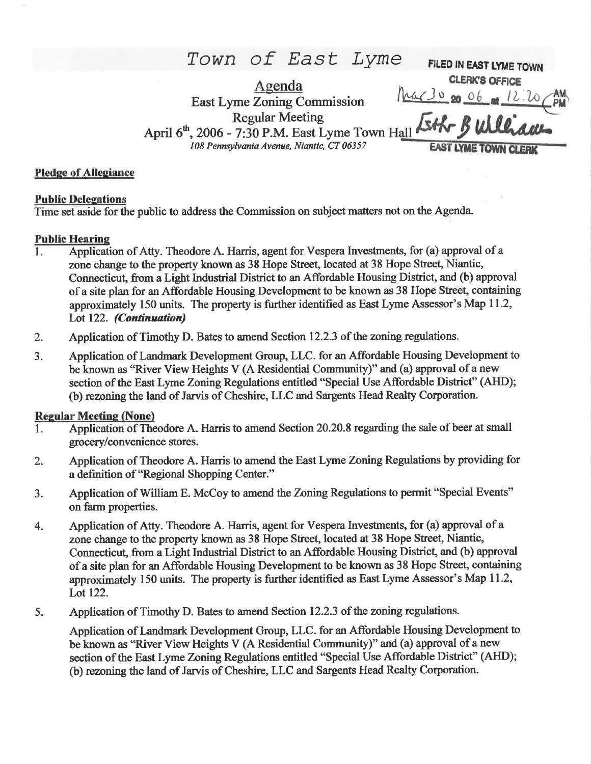# Town of East Lyme

FILED IN EAST LYME TOWN CLERK'S OFFICE
Mar 30 20 06 at 12:20 PM
Esther B Williams
EAST LYME TOWN CLERK

## Agenda

East Lyme Zoning Commission
Regular Meeting
April 6th, 2006 - 7:30 P.M. East Lyme Town Hall
*108 Pennsylvania Avenue, Niantic, CT 06357*

**Pledge of Allegiance**

**Public Delegations**

Time set aside for the public to address the Commission on subject matters not on the Agenda.

**Public Hearing**

1. Application of Atty. Theodore A. Harris, agent for Vespera Investments, for (a) approval of a zone change to the property known as 38 Hope Street, located at 38 Hope Street, Niantic, Connecticut, from a Light Industrial District to an Affordable Housing District, and (b) approval of a site plan for an Affordable Housing Development to be known as 38 Hope Street, containing approximately 150 units. The property is further identified as East Lyme Assessor's Map 11.2, Lot 122. ***(Continuation)***
2. Application of Timothy D. Bates to amend Section 12.2.3 of the zoning regulations.
3. Application of Landmark Development Group, LLC. for an Affordable Housing Development to be known as "River View Heights V (A Residential Community)" and (a) approval of a new section of the East Lyme Zoning Regulations entitled "Special Use Affordable District" (AHD); (b) rezoning the land of Jarvis of Cheshire, LLC and Sargents Head Realty Corporation.

**Regular Meeting (None)**

1. Application of Theodore A. Harris to amend Section 20.20.8 regarding the sale of beer at small grocery/convenience stores.
2. Application of Theodore A. Harris to amend the East Lyme Zoning Regulations by providing for a definition of "Regional Shopping Center."
3. Application of William E. McCoy to amend the Zoning Regulations to permit "Special Events" on farm properties.
4. Application of Atty. Theodore A. Harris, agent for Vespera Investments, for (a) approval of a zone change to the property known as 38 Hope Street, located at 38 Hope Street, Niantic, Connecticut, from a Light Industrial District to an Affordable Housing District, and (b) approval of a site plan for an Affordable Housing Development to be known as 38 Hope Street, containing approximately 150 units. The property is further identified as East Lyme Assessor's Map 11.2, Lot 122.
5. Application of Timothy D. Bates to amend Section 12.2.3 of the zoning regulations.

   Application of Landmark Development Group, LLC. for an Affordable Housing Development to be known as "River View Heights V (A Residential Community)" and (a) approval of a new section of the East Lyme Zoning Regulations entitled "Special Use Affordable District" (AHD); (b) rezoning the land of Jarvis of Cheshire, LLC and Sargents Head Realty Corporation.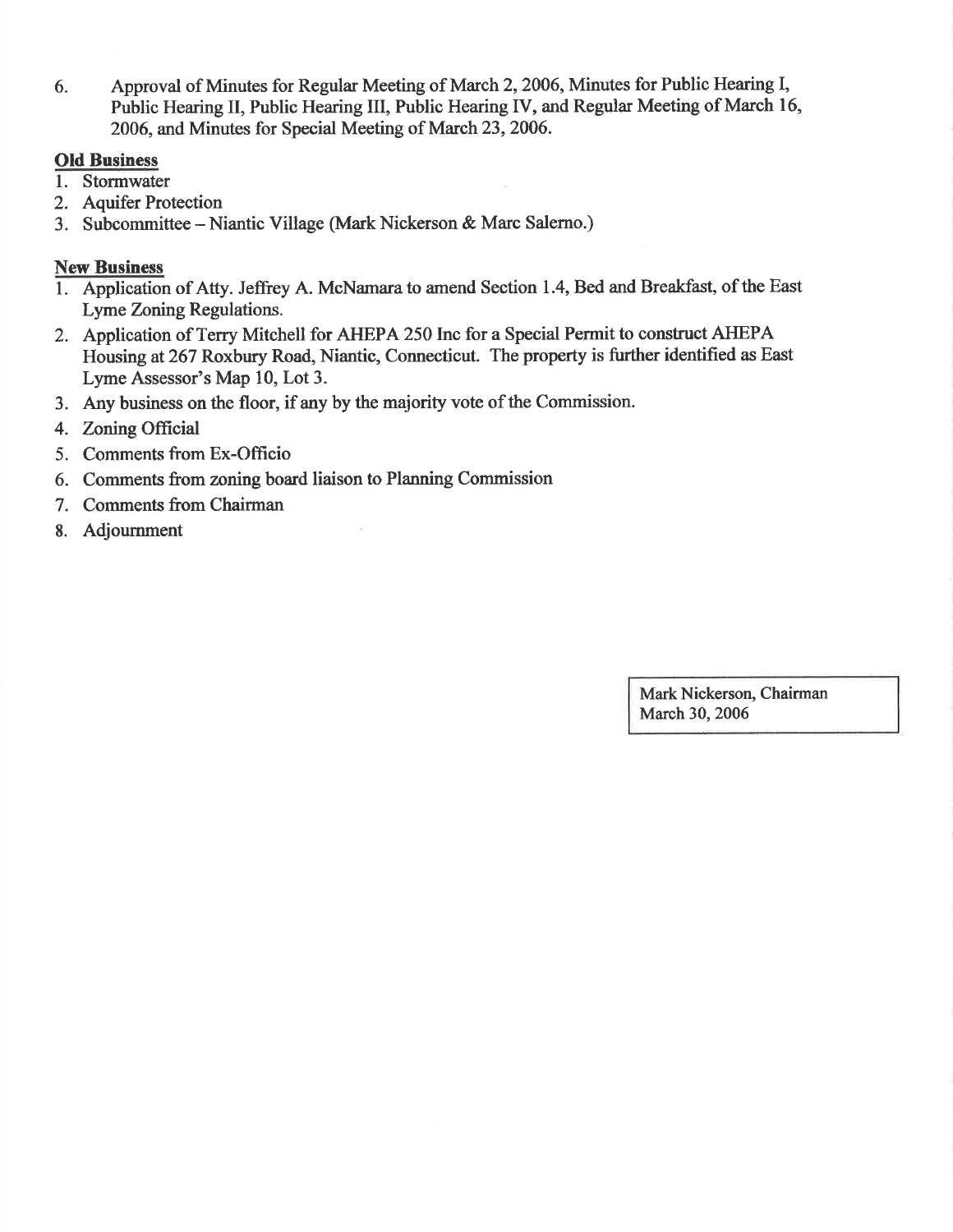6. Approval of Minutes for Regular Meeting of March 2, 2006, Minutes for Public Hearing I, Public Hearing II, Public Hearing III, Public Hearing IV, and Regular Meeting of March 16, 2006, and Minutes for Special Meeting of March 23, 2006.

**Old Business**

1. Stormwater
2. Aquifer Protection
3. Subcommittee – Niantic Village (Mark Nickerson & Marc Salerno.)

**New Business**

1. Application of Atty. Jeffrey A. McNamara to amend Section 1.4, Bed and Breakfast, of the East Lyme Zoning Regulations.
2. Application of Terry Mitchell for AHEPA 250 Inc for a Special Permit to construct AHEPA Housing at 267 Roxbury Road, Niantic, Connecticut. The property is further identified as East Lyme Assessor's Map 10, Lot 3.
3. Any business on the floor, if any by the majority vote of the Commission.
4. Zoning Official
5. Comments from Ex-Officio
6. Comments from zoning board liaison to Planning Commission
7. Comments from Chairman
8. Adjournment

Mark Nickerson, Chairman
March 30, 2006